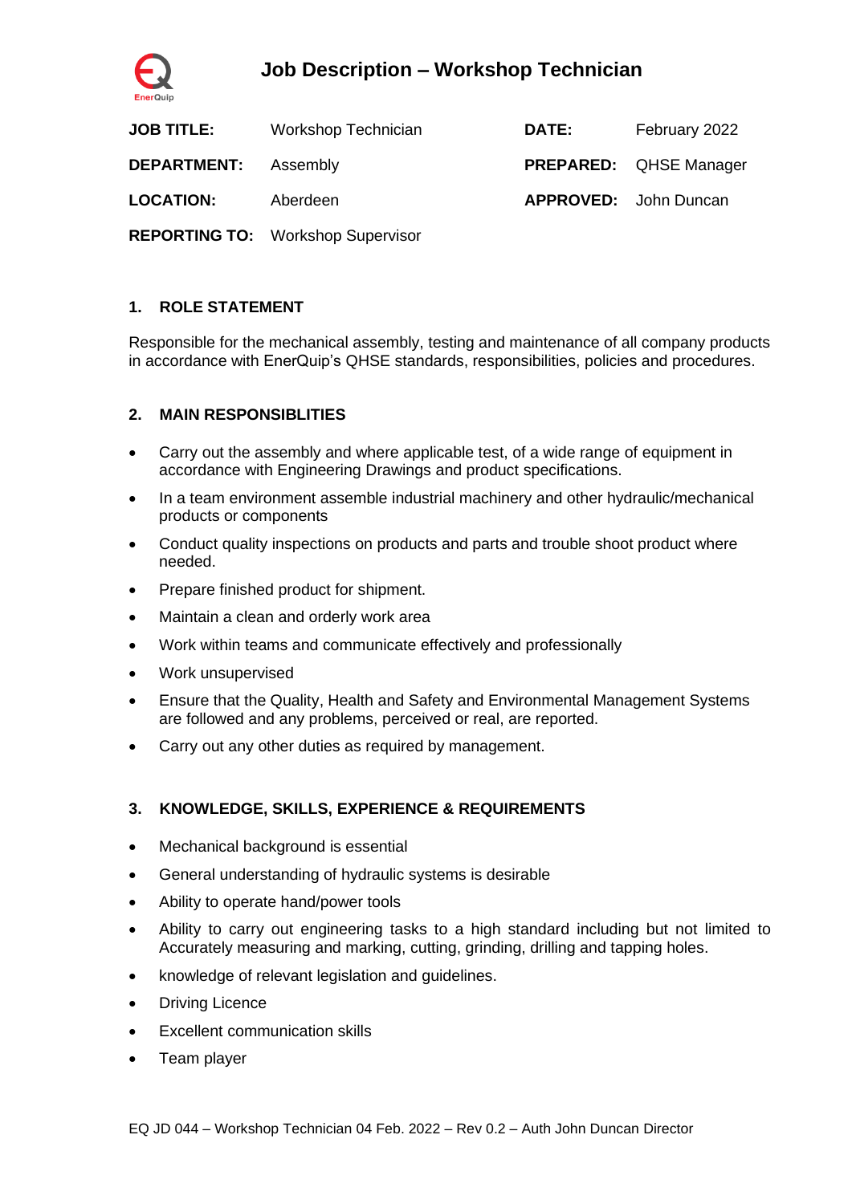# Job Description – Workshop Technician

| | | | |
|---|---|---|---|
| **JOB TITLE:** | Workshop Technician | **DATE:** | February 2022 |
| **DEPARTMENT:** | Assembly | **PREPARED:** | QHSE Manager |
| **LOCATION:** | Aberdeen | **APPROVED:** | John Duncan |
| **REPORTING TO:** | Workshop Supervisor | | |

## 1. ROLE STATEMENT

Responsible for the mechanical assembly, testing and maintenance of all company products in accordance with EnerQuip's QHSE standards, responsibilities, policies and procedures.

## 2. MAIN RESPONSIBLITIES

- Carry out the assembly and where applicable test, of a wide range of equipment in accordance with Engineering Drawings and product specifications.
- In a team environment assemble industrial machinery and other hydraulic/mechanical products or components
- Conduct quality inspections on products and parts and trouble shoot product where needed.
- Prepare finished product for shipment.
- Maintain a clean and orderly work area
- Work within teams and communicate effectively and professionally
- Work unsupervised
- Ensure that the Quality, Health and Safety and Environmental Management Systems are followed and any problems, perceived or real, are reported.
- Carry out any other duties as required by management.

## 3. KNOWLEDGE, SKILLS, EXPERIENCE & REQUIREMENTS

- Mechanical background is essential
- General understanding of hydraulic systems is desirable
- Ability to operate hand/power tools
- Ability to carry out engineering tasks to a high standard including but not limited to Accurately measuring and marking, cutting, grinding, drilling and tapping holes.
- knowledge of relevant legislation and guidelines.
- Driving Licence
- Excellent communication skills
- Team player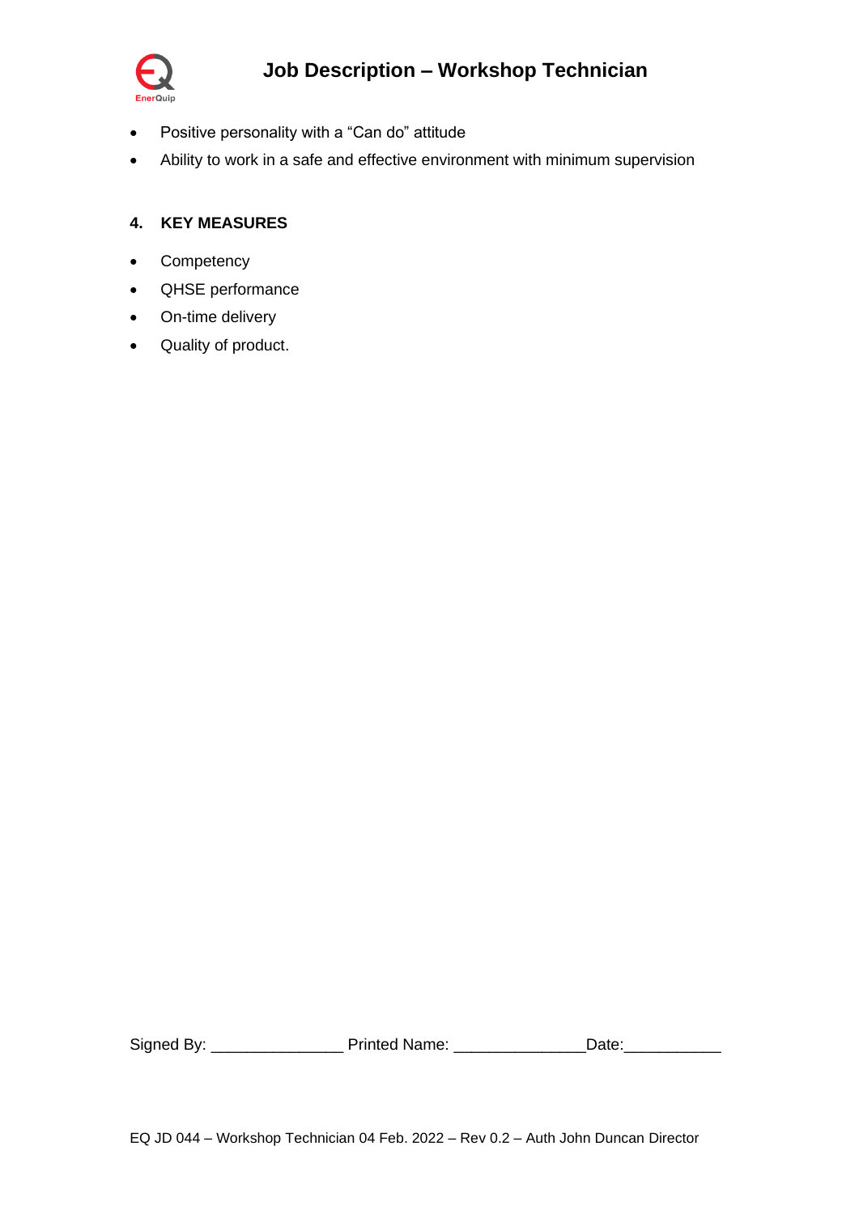- Positive personality with a “Can do” attitude
- Ability to work in a safe and effective environment with minimum supervision

## 4. KEY MEASURES

- Competency
- QHSE performance
- On-time delivery
- Quality of product.

Signed By: _______________ Printed Name: _______________ Date:___________